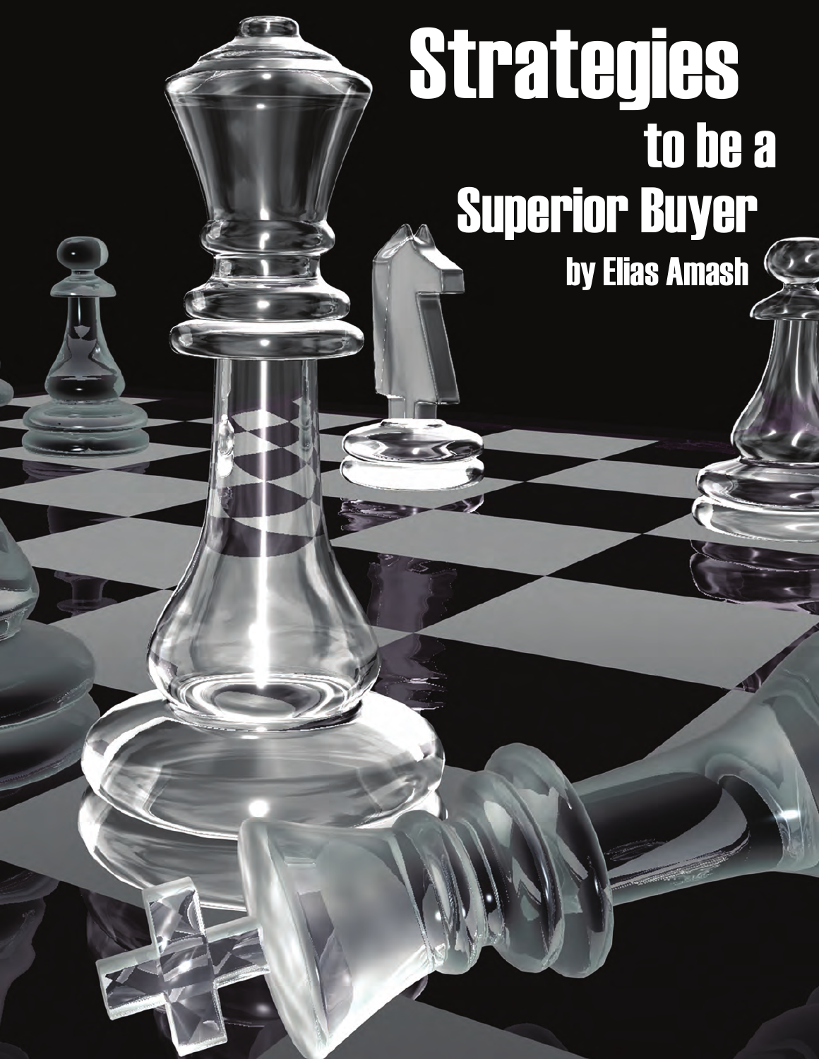# Strategies to be a Superior Buyer

by Elias Amash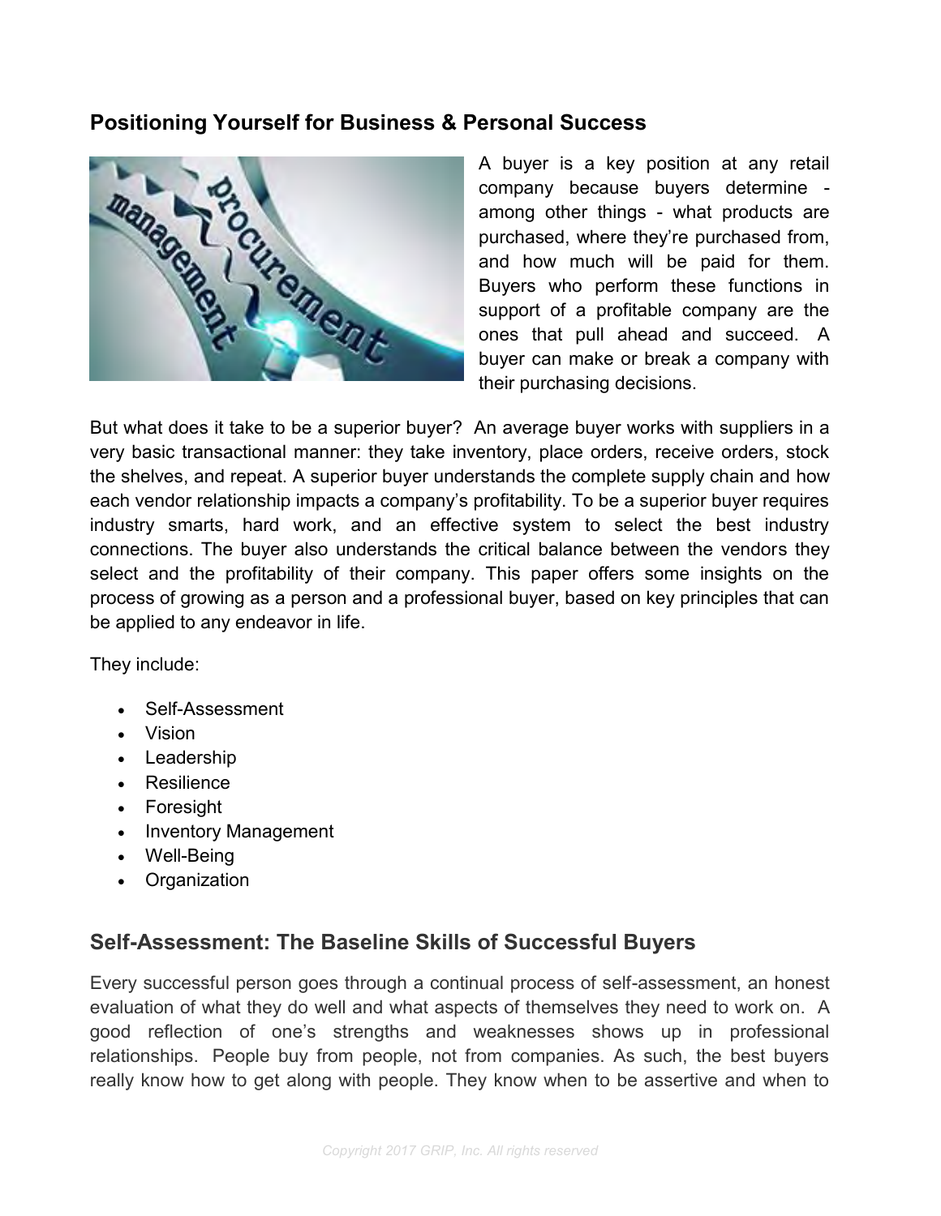## Positioning Yourself for Business & Personal Success

A buyer is a key position at any retail company because buyers determine - among other things - what products are purchased, where they're purchased from, and how much will be paid for them. Buyers who perform these functions in support of a profitable company are the ones that pull ahead and succeed. A buyer can make or break a company with their purchasing decisions.

But what does it take to be a superior buyer? An average buyer works with suppliers in a very basic transactional manner: they take inventory, place orders, receive orders, stock the shelves, and repeat. A superior buyer understands the complete supply chain and how each vendor relationship impacts a company's profitability. To be a superior buyer requires industry smarts, hard work, and an effective system to select the best industry connections. The buyer also understands the critical balance between the vendors they select and the profitability of their company. This paper offers some insights on the process of growing as a person and a professional buyer, based on key principles that can be applied to any endeavor in life.

They include:

- Self-Assessment
- Vision
- Leadership
- Resilience
- Foresight
- Inventory Management
- Well-Being
- Organization

## Self-Assessment: The Baseline Skills of Successful Buyers

Every successful person goes through a continual process of self-assessment, an honest evaluation of what they do well and what aspects of themselves they need to work on. A good reflection of one's strengths and weaknesses shows up in professional relationships. People buy from people, not from companies. As such, the best buyers really know how to get along with people. They know when to be assertive and when to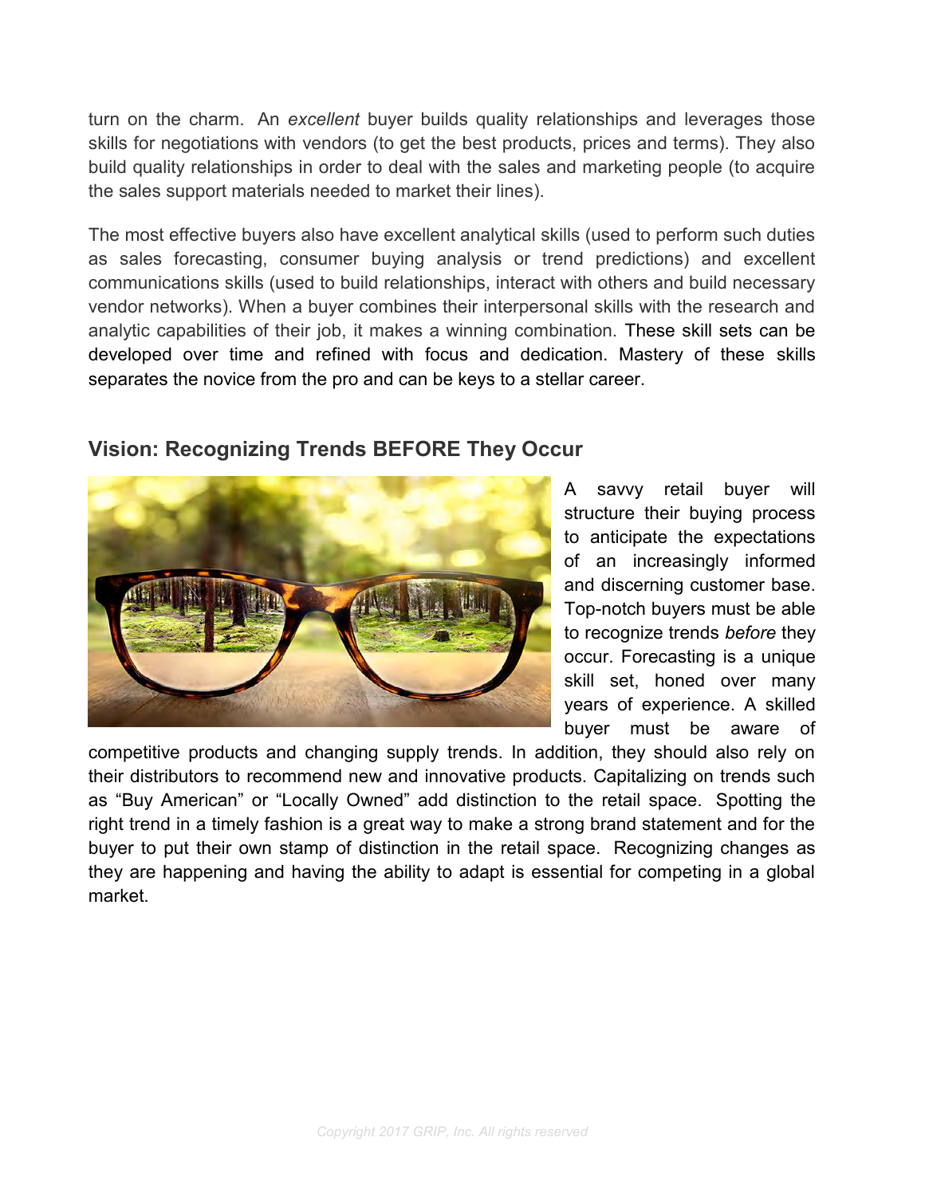turn on the charm. An *excellent* buyer builds quality relationships and leverages those skills for negotiations with vendors (to get the best products, prices and terms). They also build quality relationships in order to deal with the sales and marketing people (to acquire the sales support materials needed to market their lines).

The most effective buyers also have excellent analytical skills (used to perform such duties as sales forecasting, consumer buying analysis or trend predictions) and excellent communications skills (used to build relationships, interact with others and build necessary vendor networks). When a buyer combines their interpersonal skills with the research and analytic capabilities of their job, it makes a winning combination. These skill sets can be developed over time and refined with focus and dedication. Mastery of these skills separates the novice from the pro and can be keys to a stellar career.

## Vision: Recognizing Trends BEFORE They Occur

A savvy retail buyer will structure their buying process to anticipate the expectations of an increasingly informed and discerning customer base. Top-notch buyers must be able to recognize trends *before* they occur. Forecasting is a unique skill set, honed over many years of experience. A skilled buyer must be aware of competitive products and changing supply trends. In addition, they should also rely on their distributors to recommend new and innovative products. Capitalizing on trends such as "Buy American" or "Locally Owned" add distinction to the retail space. Spotting the right trend in a timely fashion is a great way to make a strong brand statement and for the buyer to put their own stamp of distinction in the retail space. Recognizing changes as they are happening and having the ability to adapt is essential for competing in a global market.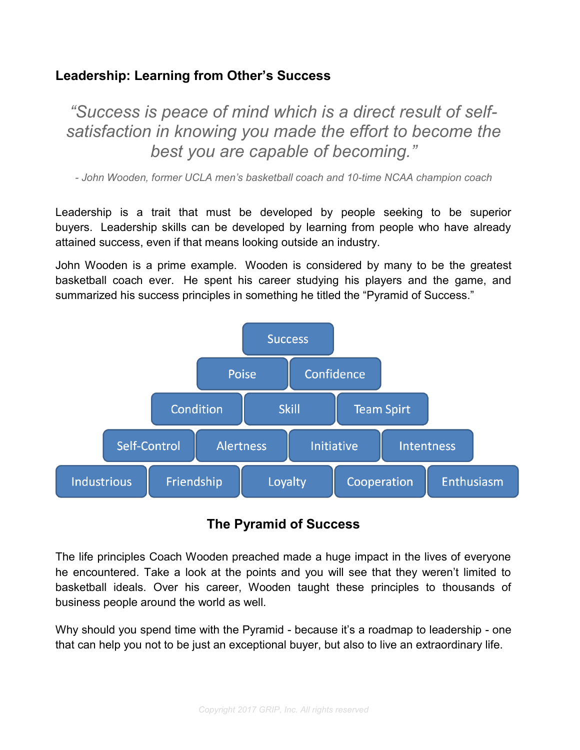## Leadership: Learning from Other's Success

> *"Success is peace of mind which is a direct result of self-satisfaction in knowing you made the effort to become the best you are capable of becoming."*
>
> *- John Wooden, former UCLA men's basketball coach and 10-time NCAA champion coach*

Leadership is a trait that must be developed by people seeking to be superior buyers. Leadership skills can be developed by learning from people who have already attained success, even if that means looking outside an industry.

John Wooden is a prime example. Wooden is considered by many to be the greatest basketball coach ever. He spent his career studying his players and the game, and summarized his success principles in something he titled the "Pyramid of Success."

Success

Poise | Confidence

Condition | Skill | Team Spirt

Self-Control | Alertness | Initiative | Intentness

Industrious | Friendship | Loyalty | Cooperation | Enthusiasm

**The Pyramid of Success**

The life principles Coach Wooden preached made a huge impact in the lives of everyone he encountered. Take a look at the points and you will see that they weren't limited to basketball ideals. Over his career, Wooden taught these principles to thousands of business people around the world as well.

Why should you spend time with the Pyramid - because it's a roadmap to leadership - one that can help you not to be just an exceptional buyer, but also to live an extraordinary life.

Copyright 2017 GRIP, Inc. All rights reserved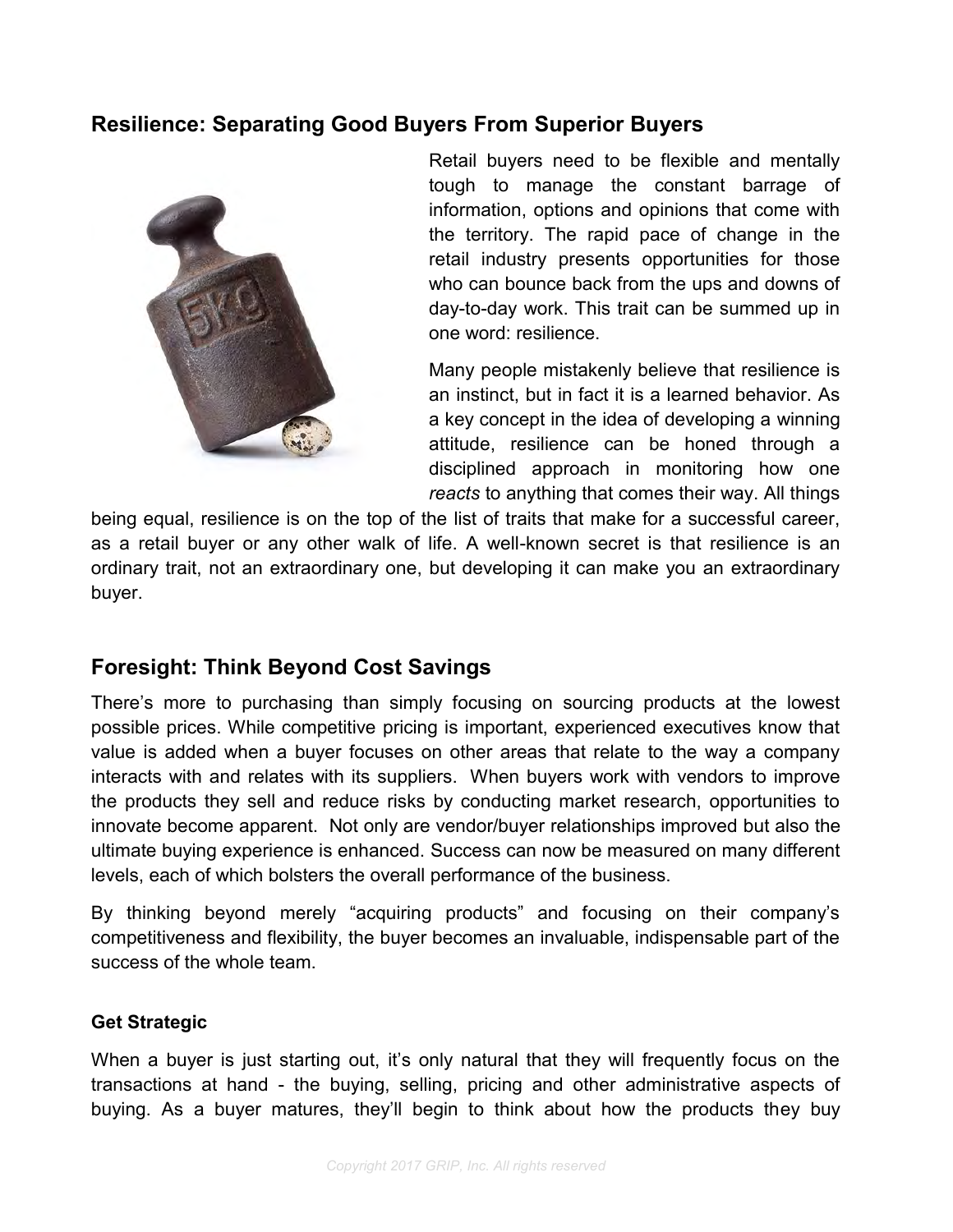## Resilience: Separating Good Buyers From Superior Buyers

Retail buyers need to be flexible and mentally tough to manage the constant barrage of information, options and opinions that come with the territory. The rapid pace of change in the retail industry presents opportunities for those who can bounce back from the ups and downs of day-to-day work. This trait can be summed up in one word: resilience.

Many people mistakenly believe that resilience is an instinct, but in fact it is a learned behavior. As a key concept in the idea of developing a winning attitude, resilience can be honed through a disciplined approach in monitoring how one *reacts* to anything that comes their way. All things being equal, resilience is on the top of the list of traits that make for a successful career, as a retail buyer or any other walk of life. A well-known secret is that resilience is an ordinary trait, not an extraordinary one, but developing it can make you an extraordinary buyer.

## Foresight: Think Beyond Cost Savings

There's more to purchasing than simply focusing on sourcing products at the lowest possible prices. While competitive pricing is important, experienced executives know that value is added when a buyer focuses on other areas that relate to the way a company interacts with and relates with its suppliers. When buyers work with vendors to improve the products they sell and reduce risks by conducting market research, opportunities to innovate become apparent. Not only are vendor/buyer relationships improved but also the ultimate buying experience is enhanced. Success can now be measured on many different levels, each of which bolsters the overall performance of the business.

By thinking beyond merely "acquiring products" and focusing on their company's competitiveness and flexibility, the buyer becomes an invaluable, indispensable part of the success of the whole team.

#### Get Strategic

When a buyer is just starting out, it's only natural that they will frequently focus on the transactions at hand - the buying, selling, pricing and other administrative aspects of buying. As a buyer matures, they'll begin to think about how the products they buy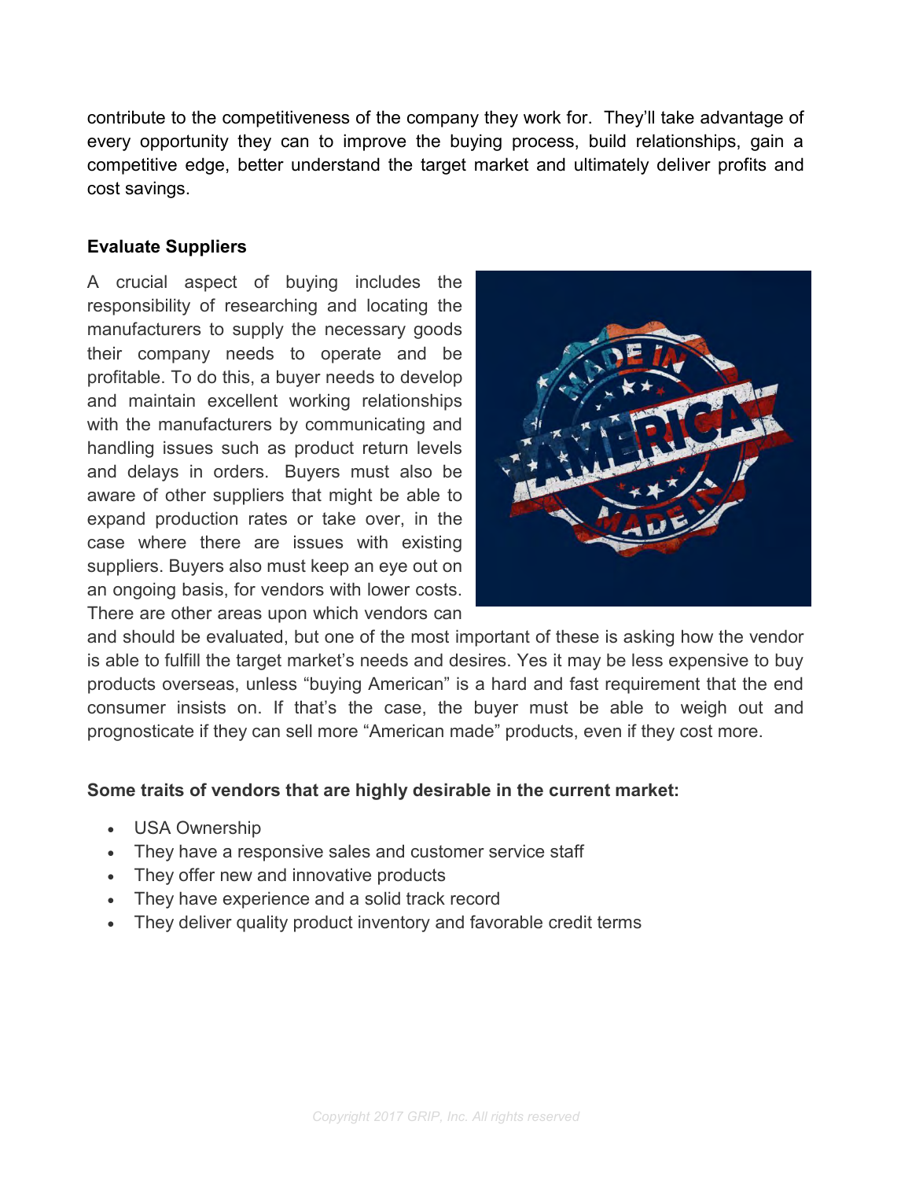contribute to the competitiveness of the company they work for. They'll take advantage of every opportunity they can to improve the buying process, build relationships, gain a competitive edge, better understand the target market and ultimately deliver profits and cost savings.

**Evaluate Suppliers**

A crucial aspect of buying includes the responsibility of researching and locating the manufacturers to supply the necessary goods their company needs to operate and be profitable. To do this, a buyer needs to develop and maintain excellent working relationships with the manufacturers by communicating and handling issues such as product return levels and delays in orders. Buyers must also be aware of other suppliers that might be able to expand production rates or take over, in the case where there are issues with existing suppliers. Buyers also must keep an eye out on an ongoing basis, for vendors with lower costs. There are other areas upon which vendors can and should be evaluated, but one of the most important of these is asking how the vendor is able to fulfill the target market's needs and desires. Yes it may be less expensive to buy products overseas, unless "buying American" is a hard and fast requirement that the end consumer insists on. If that's the case, the buyer must be able to weigh out and prognosticate if they can sell more "American made" products, even if they cost more.

**Some traits of vendors that are highly desirable in the current market:**

- USA Ownership
- They have a responsive sales and customer service staff
- They offer new and innovative products
- They have experience and a solid track record
- They deliver quality product inventory and favorable credit terms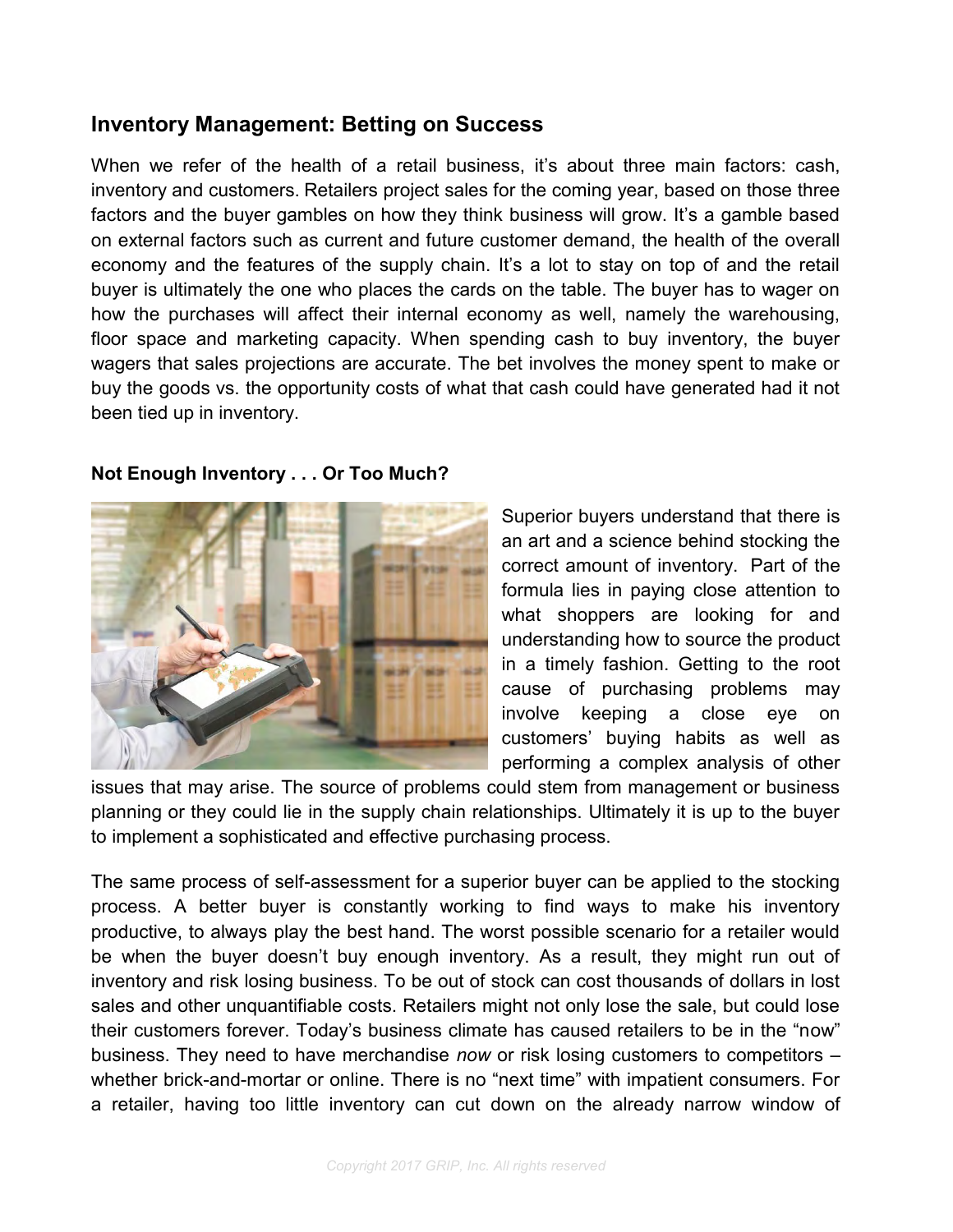## Inventory Management: Betting on Success

When we refer of the health of a retail business, it's about three main factors: cash, inventory and customers. Retailers project sales for the coming year, based on those three factors and the buyer gambles on how they think business will grow. It's a gamble based on external factors such as current and future customer demand, the health of the overall economy and the features of the supply chain. It's a lot to stay on top of and the retail buyer is ultimately the one who places the cards on the table. The buyer has to wager on how the purchases will affect their internal economy as well, namely the warehousing, floor space and marketing capacity. When spending cash to buy inventory, the buyer wagers that sales projections are accurate. The bet involves the money spent to make or buy the goods vs. the opportunity costs of what that cash could have generated had it not been tied up in inventory.

### Not Enough Inventory . . . Or Too Much?

Superior buyers understand that there is an art and a science behind stocking the correct amount of inventory. Part of the formula lies in paying close attention to what shoppers are looking for and understanding how to source the product in a timely fashion. Getting to the root cause of purchasing problems may involve keeping a close eye on customers' buying habits as well as performing a complex analysis of other issues that may arise. The source of problems could stem from management or business planning or they could lie in the supply chain relationships. Ultimately it is up to the buyer to implement a sophisticated and effective purchasing process.

The same process of self-assessment for a superior buyer can be applied to the stocking process. A better buyer is constantly working to find ways to make his inventory productive, to always play the best hand. The worst possible scenario for a retailer would be when the buyer doesn't buy enough inventory. As a result, they might run out of inventory and risk losing business. To be out of stock can cost thousands of dollars in lost sales and other unquantifiable costs. Retailers might not only lose the sale, but could lose their customers forever. Today's business climate has caused retailers to be in the "now" business. They need to have merchandise *now* or risk losing customers to competitors – whether brick-and-mortar or online. There is no "next time" with impatient consumers. For a retailer, having too little inventory can cut down on the already narrow window of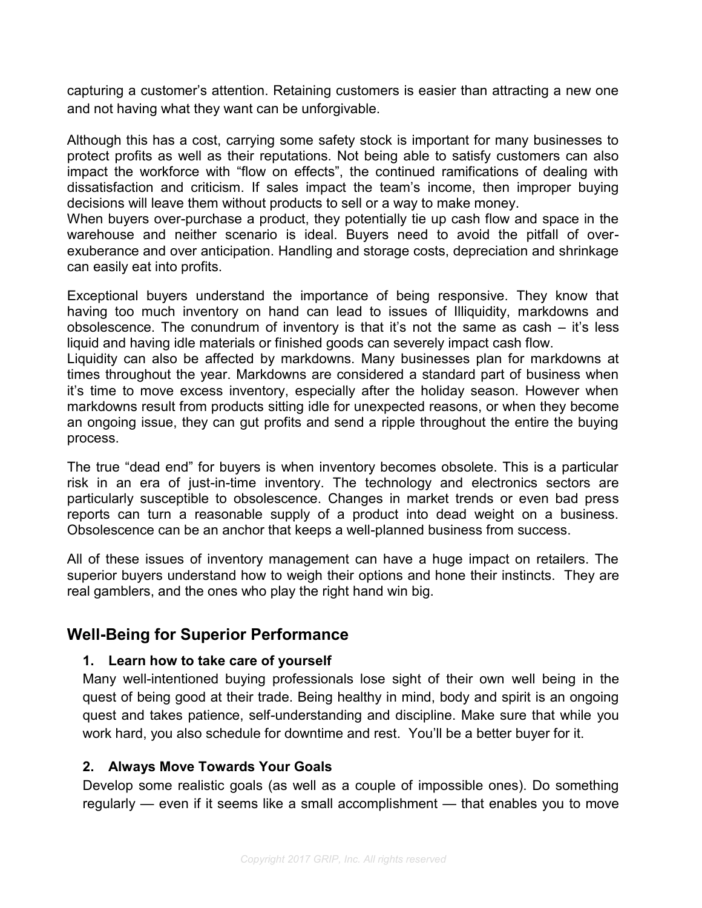capturing a customer's attention. Retaining customers is easier than attracting a new one and not having what they want can be unforgivable.

Although this has a cost, carrying some safety stock is important for many businesses to protect profits as well as their reputations. Not being able to satisfy customers can also impact the workforce with "flow on effects", the continued ramifications of dealing with dissatisfaction and criticism. If sales impact the team's income, then improper buying decisions will leave them without products to sell or a way to make money.
When buyers over-purchase a product, they potentially tie up cash flow and space in the warehouse and neither scenario is ideal. Buyers need to avoid the pitfall of over-exuberance and over anticipation. Handling and storage costs, depreciation and shrinkage can easily eat into profits.

Exceptional buyers understand the importance of being responsive. They know that having too much inventory on hand can lead to issues of Illiquidity, markdowns and obsolescence. The conundrum of inventory is that it's not the same as cash – it's less liquid and having idle materials or finished goods can severely impact cash flow.
Liquidity can also be affected by markdowns. Many businesses plan for markdowns at times throughout the year. Markdowns are considered a standard part of business when it's time to move excess inventory, especially after the holiday season. However when markdowns result from products sitting idle for unexpected reasons, or when they become an ongoing issue, they can gut profits and send a ripple throughout the entire the buying process.

The true "dead end" for buyers is when inventory becomes obsolete. This is a particular risk in an era of just-in-time inventory. The technology and electronics sectors are particularly susceptible to obsolescence. Changes in market trends or even bad press reports can turn a reasonable supply of a product into dead weight on a business. Obsolescence can be an anchor that keeps a well-planned business from success.

All of these issues of inventory management can have a huge impact on retailers. The superior buyers understand how to weigh their options and hone their instincts. They are real gamblers, and the ones who play the right hand win big.

## Well-Being for Superior Performance

1. **Learn how to take care of yourself**
   Many well-intentioned buying professionals lose sight of their own well being in the quest of being good at their trade. Being healthy in mind, body and spirit is an ongoing quest and takes patience, self-understanding and discipline. Make sure that while you work hard, you also schedule for downtime and rest. You'll be a better buyer for it.

2. **Always Move Towards Your Goals**
   Develop some realistic goals (as well as a couple of impossible ones). Do something regularly — even if it seems like a small accomplishment — that enables you to move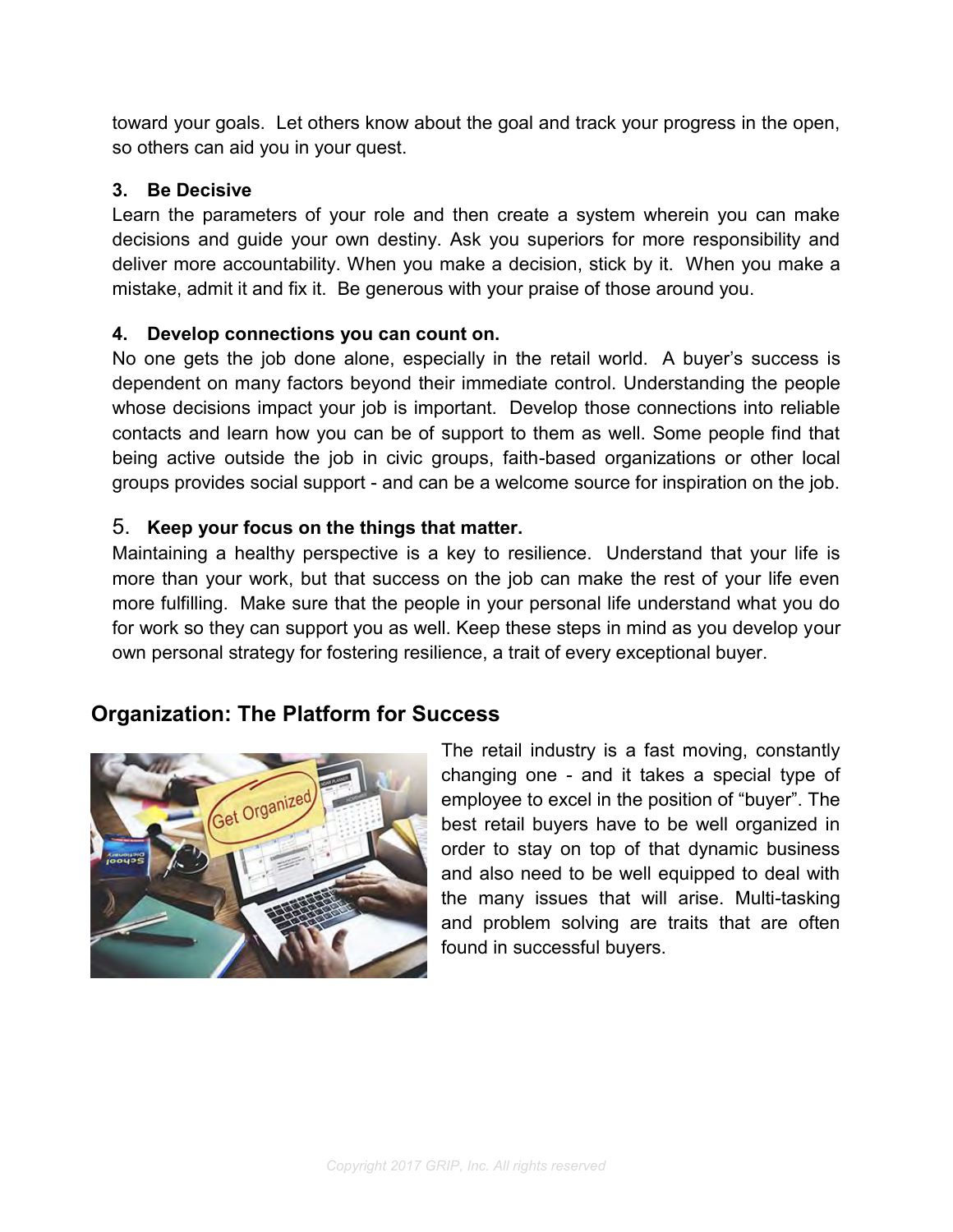toward your goals. Let others know about the goal and track your progress in the open, so others can aid you in your quest.

**3. Be Decisive**

Learn the parameters of your role and then create a system wherein you can make decisions and guide your own destiny. Ask you superiors for more responsibility and deliver more accountability. When you make a decision, stick by it. When you make a mistake, admit it and fix it. Be generous with your praise of those around you.

**4. Develop connections you can count on.**

No one gets the job done alone, especially in the retail world. A buyer's success is dependent on many factors beyond their immediate control. Understanding the people whose decisions impact your job is important. Develop those connections into reliable contacts and learn how you can be of support to them as well. Some people find that being active outside the job in civic groups, faith-based organizations or other local groups provides social support - and can be a welcome source for inspiration on the job.

5. **Keep your focus on the things that matter.**

Maintaining a healthy perspective is a key to resilience. Understand that your life is more than your work, but that success on the job can make the rest of your life even more fulfilling. Make sure that the people in your personal life understand what you do for work so they can support you as well. Keep these steps in mind as you develop your own personal strategy for fostering resilience, a trait of every exceptional buyer.

## Organization: The Platform for Success

The retail industry is a fast moving, constantly changing one - and it takes a special type of employee to excel in the position of "buyer". The best retail buyers have to be well organized in order to stay on top of that dynamic business and also need to be well equipped to deal with the many issues that will arise. Multi-tasking and problem solving are traits that are often found in successful buyers.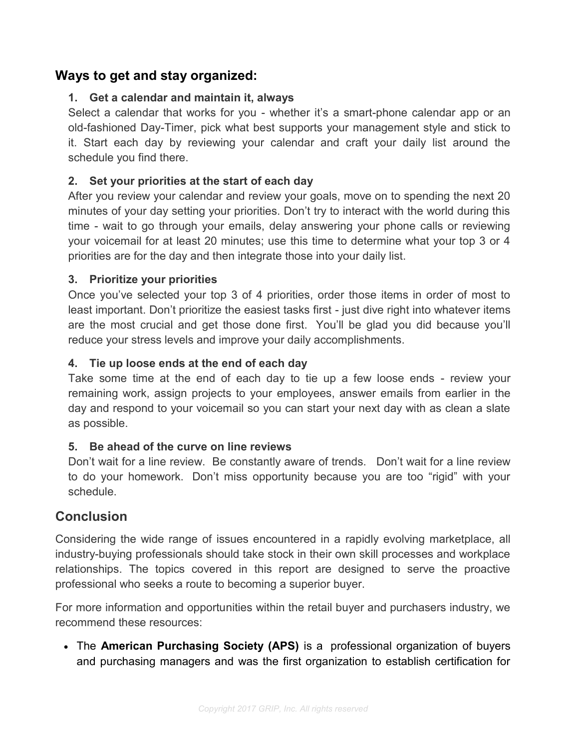## Ways to get and stay organized:

1. **Get a calendar and maintain it, always**
   Select a calendar that works for you - whether it's a smart-phone calendar app or an old-fashioned Day-Timer, pick what best supports your management style and stick to it. Start each day by reviewing your calendar and craft your daily list around the schedule you find there.

2. **Set your priorities at the start of each day**
   After you review your calendar and review your goals, move on to spending the next 20 minutes of your day setting your priorities. Don't try to interact with the world during this time - wait to go through your emails, delay answering your phone calls or reviewing your voicemail for at least 20 minutes; use this time to determine what your top 3 or 4 priorities are for the day and then integrate those into your daily list.

3. **Prioritize your priorities**
   Once you've selected your top 3 of 4 priorities, order those items in order of most to least important. Don't prioritize the easiest tasks first - just dive right into whatever items are the most crucial and get those done first. You'll be glad you did because you'll reduce your stress levels and improve your daily accomplishments.

4. **Tie up loose ends at the end of each day**
   Take some time at the end of each day to tie up a few loose ends - review your remaining work, assign projects to your employees, answer emails from earlier in the day and respond to your voicemail so you can start your next day with as clean a slate as possible.

5. **Be ahead of the curve on line reviews**
   Don't wait for a line review. Be constantly aware of trends. Don't wait for a line review to do your homework. Don't miss opportunity because you are too "rigid" with your schedule.

## Conclusion

Considering the wide range of issues encountered in a rapidly evolving marketplace, all industry-buying professionals should take stock in their own skill processes and workplace relationships. The topics covered in this report are designed to serve the proactive professional who seeks a route to becoming a superior buyer.

For more information and opportunities within the retail buyer and purchasers industry, we recommend these resources:

- The **American Purchasing Society (APS)** is a professional organization of buyers and purchasing managers and was the first organization to establish certification for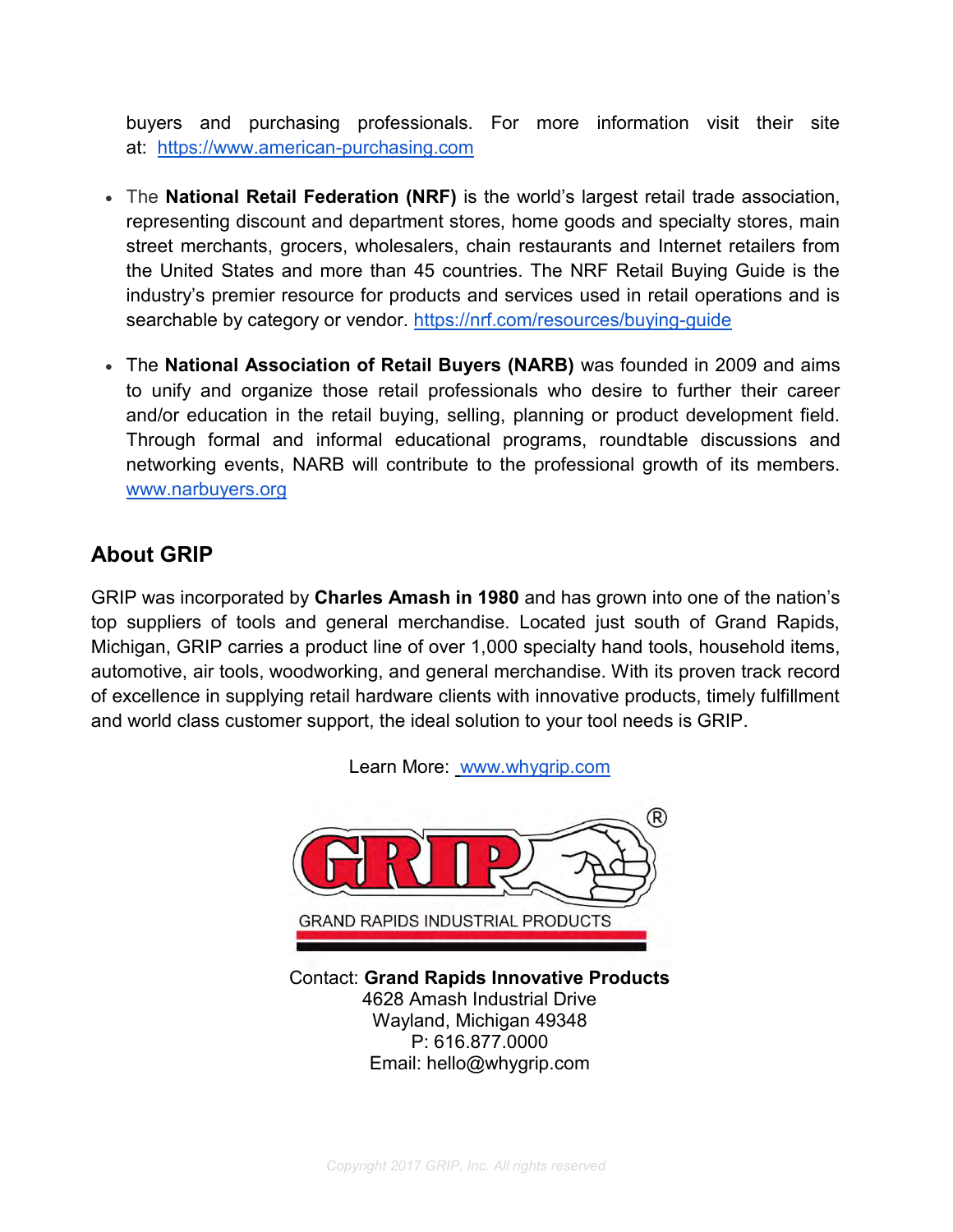buyers and purchasing professionals. For more information visit their site at: https://www.american-purchasing.com

- The **National Retail Federation (NRF)** is the world's largest retail trade association, representing discount and department stores, home goods and specialty stores, main street merchants, grocers, wholesalers, chain restaurants and Internet retailers from the United States and more than 45 countries. The NRF Retail Buying Guide is the industry's premier resource for products and services used in retail operations and is searchable by category or vendor. https://nrf.com/resources/buying-guide

- The **National Association of Retail Buyers (NARB)** was founded in 2009 and aims to unify and organize those retail professionals who desire to further their career and/or education in the retail buying, selling, planning or product development field. Through formal and informal educational programs, roundtable discussions and networking events, NARB will contribute to the professional growth of its members. www.narbuyers.org

## About GRIP

GRIP was incorporated by **Charles Amash in 1980** and has grown into one of the nation's top suppliers of tools and general merchandise. Located just south of Grand Rapids, Michigan, GRIP carries a product line of over 1,000 specialty hand tools, household items, automotive, air tools, woodworking, and general merchandise. With its proven track record of excellence in supplying retail hardware clients with innovative products, timely fulfillment and world class customer support, the ideal solution to your tool needs is GRIP.

Learn More: www.whygrip.com

GRIP®
GRAND RAPIDS INDUSTRIAL PRODUCTS

Contact: **Grand Rapids Innovative Products**
4628 Amash Industrial Drive
Wayland, Michigan 49348
P: 616.877.0000
Email: hello@whygrip.com

*Copyright 2017 GRIP, Inc. All rights reserved*